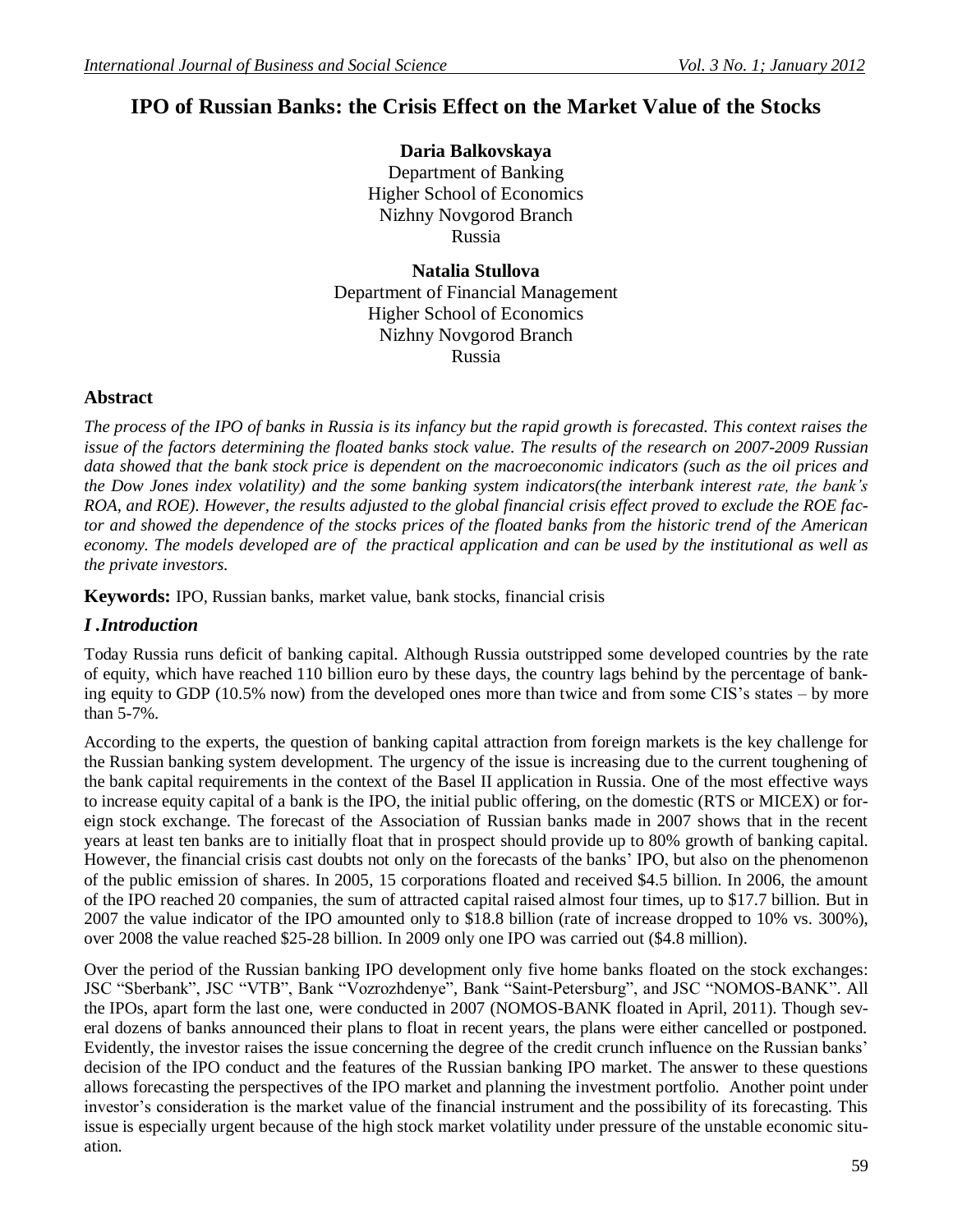# IPO of Russian Banks: the Crisis Effect on the Market Value of the Stocks

**Daria Balkovskaya**
Department of Banking
Higher School of Economics
Nizhny Novgorod Branch
Russia

**Natalia Stullova**
Department of Financial Management
Higher School of Economics
Nizhny Novgorod Branch
Russia

## Abstract

*The process of the IPO of banks in Russia is its infancy but the rapid growth is forecasted. This context raises the issue of the factors determining the floated banks stock value. The results of the research on 2007-2009 Russian data showed that the bank stock price is dependent on the macroeconomic indicators (such as the oil prices and the Dow Jones index volatility) and the some banking system indicators(the interbank interest rate, the bank's ROA, and ROE). However, the results adjusted to the global financial crisis effect proved to exclude the ROE factor and showed the dependence of the stocks prices of the floated banks from the historic trend of the American economy. The models developed are of the practical application and can be used by the institutional as well as the private investors.*

**Keywords:** IPO, Russian banks, market value, bank stocks, financial crisis

## *I .Introduction*

Today Russia runs deficit of banking capital. Although Russia outstripped some developed countries by the rate of equity, which have reached 110 billion euro by these days, the country lags behind by the percentage of banking equity to GDP (10.5% now) from the developed ones more than twice and from some CIS's states – by more than 5-7%.

According to the experts, the question of banking capital attraction from foreign markets is the key challenge for the Russian banking system development. The urgency of the issue is increasing due to the current toughening of the bank capital requirements in the context of the Basel II application in Russia. One of the most effective ways to increase equity capital of a bank is the IPO, the initial public offering, on the domestic (RTS or MICEX) or foreign stock exchange. The forecast of the Association of Russian banks made in 2007 shows that in the recent years at least ten banks are to initially float that in prospect should provide up to 80% growth of banking capital. However, the financial crisis cast doubts not only on the forecasts of the banks' IPO, but also on the phenomenon of the public emission of shares. In 2005, 15 corporations floated and received $4.5 billion. In 2006, the amount of the IPO reached 20 companies, the sum of attracted capital raised almost four times, up to $17.7 billion. But in 2007 the value indicator of the IPO amounted only to $18.8 billion (rate of increase dropped to 10% vs. 300%), over 2008 the value reached $25-28 billion. In 2009 only one IPO was carried out ($4.8 million).

Over the period of the Russian banking IPO development only five home banks floated on the stock exchanges: JSC "Sberbank", JSC "VTB", Bank "Vozrozhdenye", Bank "Saint-Petersburg", and JSC "NOMOS-BANK". All the IPOs, apart form the last one, were conducted in 2007 (NOMOS-BANK floated in April, 2011). Though several dozens of banks announced their plans to float in recent years, the plans were either cancelled or postponed. Evidently, the investor raises the issue concerning the degree of the credit crunch influence on the Russian banks' decision of the IPO conduct and the features of the Russian banking IPO market. The answer to these questions allows forecasting the perspectives of the IPO market and planning the investment portfolio. Another point under investor's consideration is the market value of the financial instrument and the possibility of its forecasting. This issue is especially urgent because of the high stock market volatility under pressure of the unstable economic situation.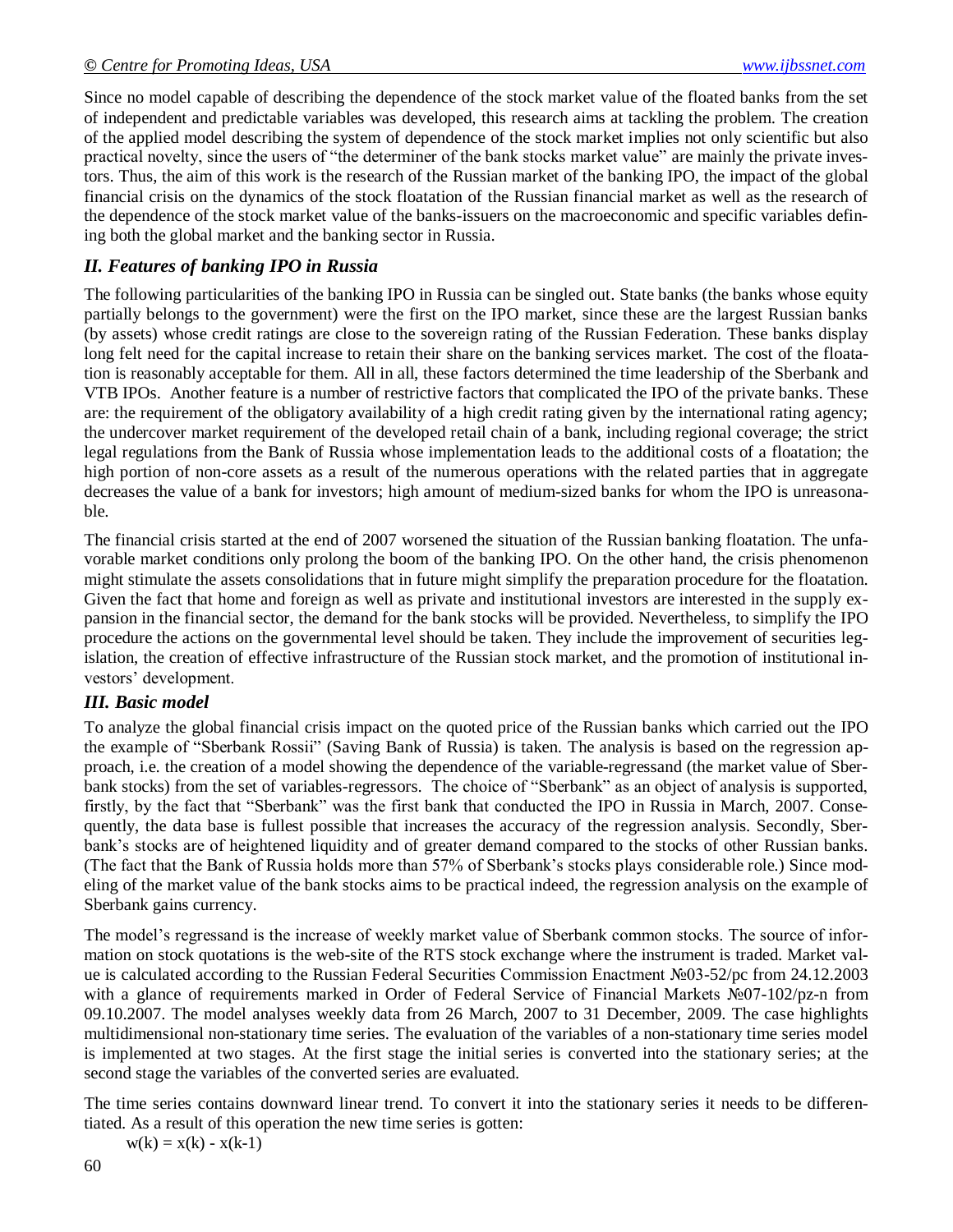Since no model capable of describing the dependence of the stock market value of the floated banks from the set of independent and predictable variables was developed, this research aims at tackling the problem. The creation of the applied model describing the system of dependence of the stock market implies not only scientific but also practical novelty, since the users of "the determiner of the bank stocks market value" are mainly the private investors. Thus, the aim of this work is the research of the Russian market of the banking IPO, the impact of the global financial crisis on the dynamics of the stock floatation of the Russian financial market as well as the research of the dependence of the stock market value of the banks-issuers on the macroeconomic and specific variables defining both the global market and the banking sector in Russia.

## *II. Features of banking IPO in Russia*

The following particularities of the banking IPO in Russia can be singled out. State banks (the banks whose equity partially belongs to the government) were the first on the IPO market, since these are the largest Russian banks (by assets) whose credit ratings are close to the sovereign rating of the Russian Federation. These banks display long felt need for the capital increase to retain their share on the banking services market. The cost of the floatation is reasonably acceptable for them. All in all, these factors determined the time leadership of the Sberbank and VTB IPOs. Another feature is a number of restrictive factors that complicated the IPO of the private banks. These are: the requirement of the obligatory availability of a high credit rating given by the international rating agency; the undercover market requirement of the developed retail chain of a bank, including regional coverage; the strict legal regulations from the Bank of Russia whose implementation leads to the additional costs of a floatation; the high portion of non-core assets as a result of the numerous operations with the related parties that in aggregate decreases the value of a bank for investors; high amount of medium-sized banks for whom the IPO is unreasonable.

The financial crisis started at the end of 2007 worsened the situation of the Russian banking floatation. The unfavorable market conditions only prolong the boom of the banking IPO. On the other hand, the crisis phenomenon might stimulate the assets consolidations that in future might simplify the preparation procedure for the floatation. Given the fact that home and foreign as well as private and institutional investors are interested in the supply expansion in the financial sector, the demand for the bank stocks will be provided. Nevertheless, to simplify the IPO procedure the actions on the governmental level should be taken. They include the improvement of securities legislation, the creation of effective infrastructure of the Russian stock market, and the promotion of institutional investors' development.

## *III. Basic model*

To analyze the global financial crisis impact on the quoted price of the Russian banks which carried out the IPO the example of "Sberbank Rossii" (Saving Bank of Russia) is taken. The analysis is based on the regression approach, i.e. the creation of a model showing the dependence of the variable-regressand (the market value of Sberbank stocks) from the set of variables-regressors. The choice of "Sberbank" as an object of analysis is supported, firstly, by the fact that "Sberbank" was the first bank that conducted the IPO in Russia in March, 2007. Consequently, the data base is fullest possible that increases the accuracy of the regression analysis. Secondly, Sberbank's stocks are of heightened liquidity and of greater demand compared to the stocks of other Russian banks. (The fact that the Bank of Russia holds more than 57% of Sberbank's stocks plays considerable role.) Since modeling of the market value of the bank stocks aims to be practical indeed, the regression analysis on the example of Sberbank gains currency.

The model's regressand is the increase of weekly market value of Sberbank common stocks. The source of information on stock quotations is the web-site of the RTS stock exchange where the instrument is traded. Market value is calculated according to the Russian Federal Securities Commission Enactment №03-52/pc from 24.12.2003 with a glance of requirements marked in Order of Federal Service of Financial Markets №07-102/pz-n from 09.10.2007. The model analyses weekly data from 26 March, 2007 to 31 December, 2009. The case highlights multidimensional non-stationary time series. The evaluation of the variables of a non-stationary time series model is implemented at two stages. At the first stage the initial series is converted into the stationary series; at the second stage the variables of the converted series are evaluated.

The time series contains downward linear trend. To convert it into the stationary series it needs to be differentiated. As a result of this operation the new time series is gotten:

$$w(k) = x(k) - x(k-1)$$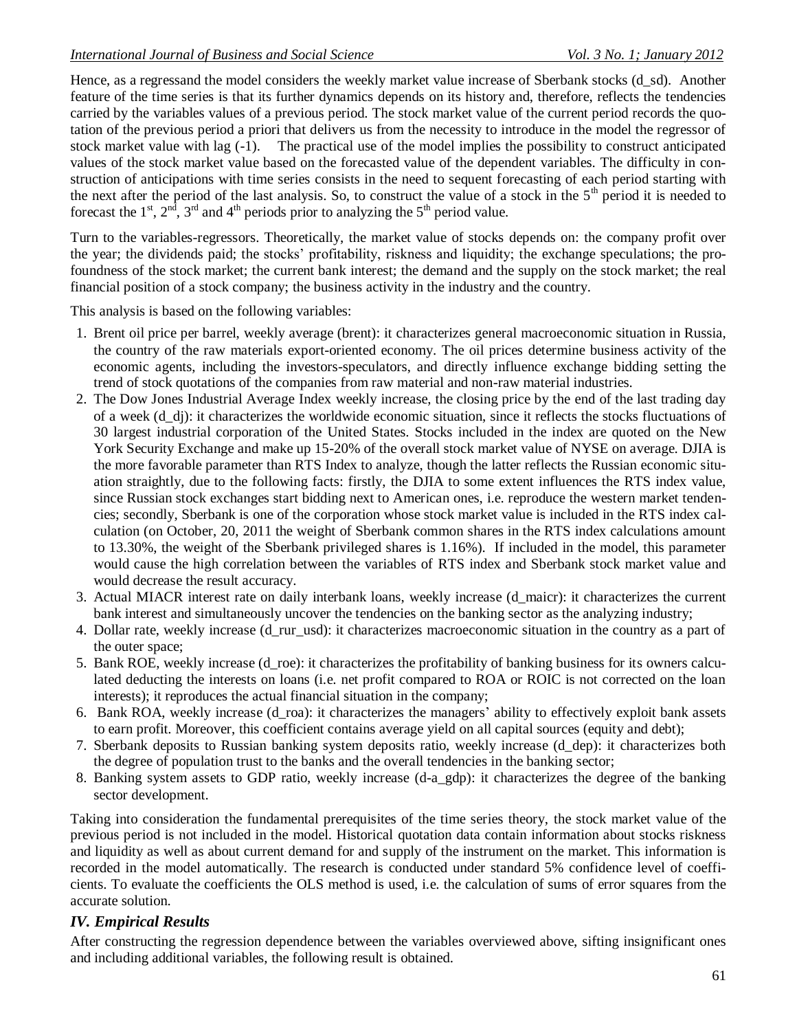Hence, as a regressand the model considers the weekly market value increase of Sberbank stocks (d_sd). Another feature of the time series is that its further dynamics depends on its history and, therefore, reflects the tendencies carried by the variables values of a previous period. The stock market value of the current period records the quotation of the previous period a priori that delivers us from the necessity to introduce in the model the regressor of stock market value with lag (-1). The practical use of the model implies the possibility to construct anticipated values of the stock market value based on the forecasted value of the dependent variables. The difficulty in construction of anticipations with time series consists in the need to sequent forecasting of each period starting with the next after the period of the last analysis. So, to construct the value of a stock in the 5th period it is needed to forecast the 1st, 2nd, 3rd and 4th periods prior to analyzing the 5th period value.

Turn to the variables-regressors. Theoretically, the market value of stocks depends on: the company profit over the year; the dividends paid; the stocks' profitability, riskness and liquidity; the exchange speculations; the profoundness of the stock market; the current bank interest; the demand and the supply on the stock market; the real financial position of a stock company; the business activity in the industry and the country.

This analysis is based on the following variables:

1. Brent oil price per barrel, weekly average (brent): it characterizes general macroeconomic situation in Russia, the country of the raw materials export-oriented economy. The oil prices determine business activity of the economic agents, including the investors-speculators, and directly influence exchange bidding setting the trend of stock quotations of the companies from raw material and non-raw material industries.
2. The Dow Jones Industrial Average Index weekly increase, the closing price by the end of the last trading day of a week (d_dj): it characterizes the worldwide economic situation, since it reflects the stocks fluctuations of 30 largest industrial corporation of the United States. Stocks included in the index are quoted on the New York Security Exchange and make up 15-20% of the overall stock market value of NYSE on average. DJIA is the more favorable parameter than RTS Index to analyze, though the latter reflects the Russian economic situation straightly, due to the following facts: firstly, the DJIA to some extent influences the RTS index value, since Russian stock exchanges start bidding next to American ones, i.e. reproduce the western market tendencies; secondly, Sberbank is one of the corporation whose stock market value is included in the RTS index calculation (on October, 20, 2011 the weight of Sberbank common shares in the RTS index calculations amount to 13.30%, the weight of the Sberbank privileged shares is 1.16%). If included in the model, this parameter would cause the high correlation between the variables of RTS index and Sberbank stock market value and would decrease the result accuracy.
3. Actual MIACR interest rate on daily interbank loans, weekly increase (d_maicr): it characterizes the current bank interest and simultaneously uncover the tendencies on the banking sector as the analyzing industry;
4. Dollar rate, weekly increase (d_rur_usd): it characterizes macroeconomic situation in the country as a part of the outer space;
5. Bank ROE, weekly increase (d_roe): it characterizes the profitability of banking business for its owners calculated deducting the interests on loans (i.e. net profit compared to ROA or ROIC is not corrected on the loan interests); it reproduces the actual financial situation in the company;
6. Bank ROA, weekly increase (d_roa): it characterizes the managers' ability to effectively exploit bank assets to earn profit. Moreover, this coefficient contains average yield on all capital sources (equity and debt);
7. Sberbank deposits to Russian banking system deposits ratio, weekly increase (d_dep): it characterizes both the degree of population trust to the banks and the overall tendencies in the banking sector;
8. Banking system assets to GDP ratio, weekly increase (d-a_gdp): it characterizes the degree of the banking sector development.

Taking into consideration the fundamental prerequisites of the time series theory, the stock market value of the previous period is not included in the model. Historical quotation data contain information about stocks riskness and liquidity as well as about current demand for and supply of the instrument on the market. This information is recorded in the model automatically. The research is conducted under standard 5% confidence level of coefficients. To evaluate the coefficients the OLS method is used, i.e. the calculation of sums of error squares from the accurate solution.

## *IV. Empirical Results*

After constructing the regression dependence between the variables overviewed above, sifting insignificant ones and including additional variables, the following result is obtained.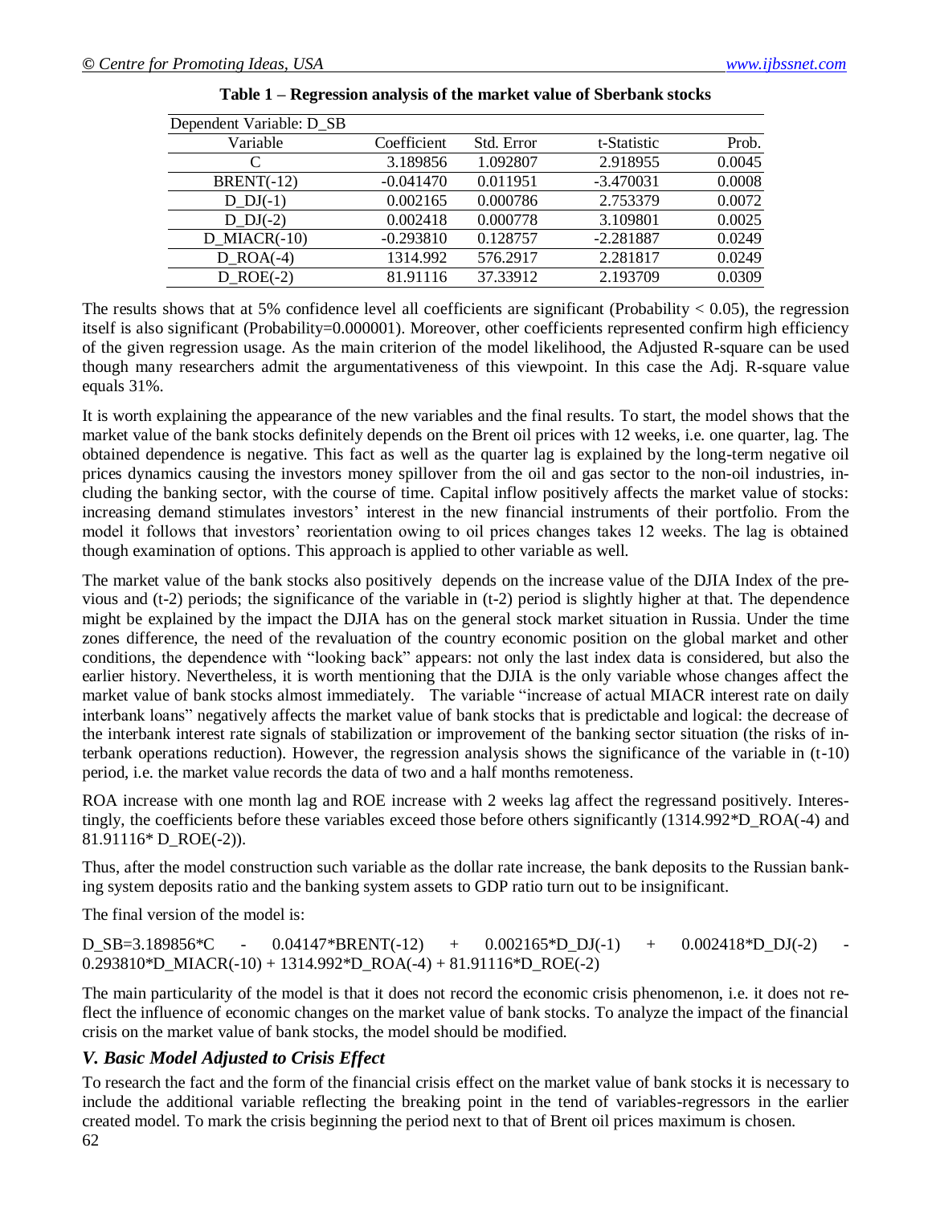**Table 1 – Regression analysis of the market value of Sberbank stocks**

| Dependent Variable: D_SB | | | | |
|---|---|---|---|---|
| Variable | Coefficient | Std. Error | t-Statistic | Prob. |
| C | 3.189856 | 1.092807 | 2.918955 | 0.0045 |
| BRENT(-12) | -0.041470 | 0.011951 | -3.470031 | 0.0008 |
| D_DJ(-1) | 0.002165 | 0.000786 | 2.753379 | 0.0072 |
| D_DJ(-2) | 0.002418 | 0.000778 | 3.109801 | 0.0025 |
| D_MIACR(-10) | -0.293810 | 0.128757 | -2.281887 | 0.0249 |
| D_ROA(-4) | 1314.992 | 576.2917 | 2.281817 | 0.0249 |
| D_ROE(-2) | 81.91116 | 37.33912 | 2.193709 | 0.0309 |

The results shows that at 5% confidence level all coefficients are significant (Probability < 0.05), the regression itself is also significant (Probability=0.000001). Moreover, other coefficients represented confirm high efficiency of the given regression usage. As the main criterion of the model likelihood, the Adjusted R-square can be used though many researchers admit the argumentativeness of this viewpoint. In this case the Adj. R-square value equals 31%.

It is worth explaining the appearance of the new variables and the final results. To start, the model shows that the market value of the bank stocks definitely depends on the Brent oil prices with 12 weeks, i.e. one quarter, lag. The obtained dependence is negative. This fact as well as the quarter lag is explained by the long-term negative oil prices dynamics causing the investors money spillover from the oil and gas sector to the non-oil industries, including the banking sector, with the course of time. Capital inflow positively affects the market value of stocks: increasing demand stimulates investors' interest in the new financial instruments of their portfolio. From the model it follows that investors' reorientation owing to oil prices changes takes 12 weeks. The lag is obtained though examination of options. This approach is applied to other variable as well.

The market value of the bank stocks also positively depends on the increase value of the DJIA Index of the previous and (t-2) periods; the significance of the variable in (t-2) period is slightly higher at that. The dependence might be explained by the impact the DJIA has on the general stock market situation in Russia. Under the time zones difference, the need of the revaluation of the country economic position on the global market and other conditions, the dependence with "looking back" appears: not only the last index data is considered, but also the earlier history. Nevertheless, it is worth mentioning that the DJIA is the only variable whose changes affect the market value of bank stocks almost immediately. The variable "increase of actual MIACR interest rate on daily interbank loans" negatively affects the market value of bank stocks that is predictable and logical: the decrease of the interbank interest rate signals of stabilization or improvement of the banking sector situation (the risks of interbank operations reduction). However, the regression analysis shows the significance of the variable in (t-10) period, i.e. the market value records the data of two and a half months remoteness.

ROA increase with one month lag and ROE increase with 2 weeks lag affect the regressand positively. Interestingly, the coefficients before these variables exceed those before others significantly (1314.992*D_ROA(-4) and 81.91116* D_ROE(-2)).

Thus, after the model construction such variable as the dollar rate increase, the bank deposits to the Russian banking system deposits ratio and the banking system assets to GDP ratio turn out to be insignificant.

The final version of the model is:

D_SB=3.189856*C - 0.04147*BRENT(-12) + 0.002165*D_DJ(-1) + 0.002418*D_DJ(-2) - 0.293810*D_MIACR(-10) + 1314.992*D_ROA(-4) + 81.91116*D_ROE(-2)

The main particularity of the model is that it does not record the economic crisis phenomenon, i.e. it does not reflect the influence of economic changes on the market value of bank stocks. To analyze the impact of the financial crisis on the market value of bank stocks, the model should be modified.

## *V. Basic Model Adjusted to Crisis Effect*

To research the fact and the form of the financial crisis effect on the market value of bank stocks it is necessary to include the additional variable reflecting the breaking point in the tend of variables-regressors in the earlier created model. To mark the crisis beginning the period next to that of Brent oil prices maximum is chosen.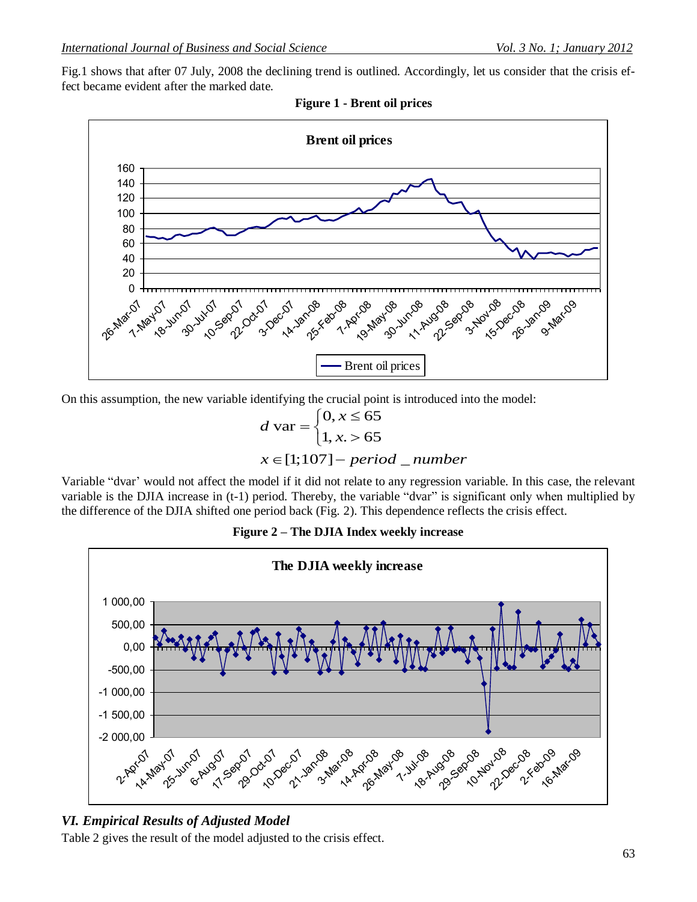Fig.1 shows that after 07 July, 2008 the declining trend is outlined. Accordingly, let us consider that the crisis effect became evident after the marked date.

**Figure 1 - Brent oil prices**

On this assumption, the new variable identifying the crucial point is introduced into the model:

$$d \text{ var} = \begin{cases} 0, x \leq 65 \\ 1, x. > 65 \end{cases}$$

$$x \in [1;107] - period\_number$$

Variable "dvar' would not affect the model if it did not relate to any regression variable. In this case, the relevant variable is the DJIA increase in (t-1) period. Thereby, the variable "dvar" is significant only when multiplied by the difference of the DJIA shifted one period back (Fig. 2). This dependence reflects the crisis effect.

**Figure 2 – The DJIA Index weekly increase**

### *VI. Empirical Results of Adjusted Model*

Table 2 gives the result of the model adjusted to the crisis effect.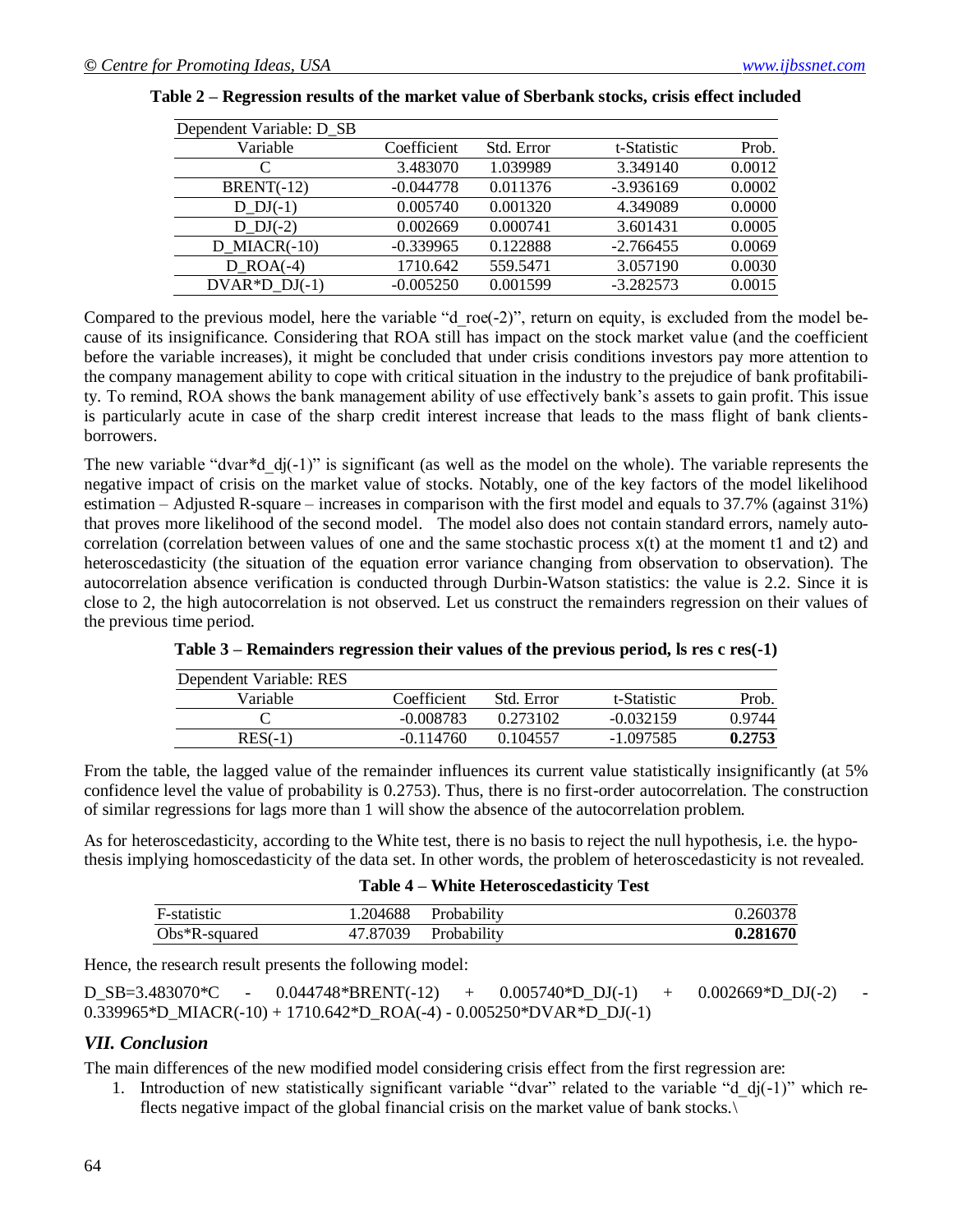**Table 2 – Regression results of the market value of Sberbank stocks, crisis effect included**

| Dependent Variable: D_SB | | | | |
|---|---|---|---|---|
| Variable | Coefficient | Std. Error | t-Statistic | Prob. |
| C | 3.483070 | 1.039989 | 3.349140 | 0.0012 |
| BRENT(-12) | -0.044778 | 0.011376 | -3.936169 | 0.0002 |
| D_DJ(-1) | 0.005740 | 0.001320 | 4.349089 | 0.0000 |
| D_DJ(-2) | 0.002669 | 0.000741 | 3.601431 | 0.0005 |
| D_MIACR(-10) | -0.339965 | 0.122888 | -2.766455 | 0.0069 |
| D_ROA(-4) | 1710.642 | 559.5471 | 3.057190 | 0.0030 |
| DVAR*D_DJ(-1) | -0.005250 | 0.001599 | -3.282573 | 0.0015 |

Compared to the previous model, here the variable "d_roe(-2)", return on equity, is excluded from the model because of its insignificance. Considering that ROA still has impact on the stock market value (and the coefficient before the variable increases), it might be concluded that under crisis conditions investors pay more attention to the company management ability to cope with critical situation in the industry to the prejudice of bank profitability. To remind, ROA shows the bank management ability of use effectively bank's assets to gain profit. This issue is particularly acute in case of the sharp credit interest increase that leads to the mass flight of bank clients-borrowers.

The new variable "dvar*d_dj(-1)" is significant (as well as the model on the whole). The variable represents the negative impact of crisis on the market value of stocks. Notably, one of the key factors of the model likelihood estimation – Adjusted R-square – increases in comparison with the first model and equals to 37.7% (against 31%) that proves more likelihood of the second model. The model also does not contain standard errors, namely autocorrelation (correlation between values of one and the same stochastic process x(t) at the moment t1 and t2) and heteroscedasticity (the situation of the equation error variance changing from observation to observation). The autocorrelation absence verification is conducted through Durbin-Watson statistics: the value is 2.2. Since it is close to 2, the high autocorrelation is not observed. Let us construct the remainders regression on their values of the previous time period.

**Table 3 – Remainders regression their values of the previous period, ls res c res(-1)**

| Dependent Variable: RES | | | | |
|---|---|---|---|---|
| Variable | Coefficient | Std. Error | t-Statistic | Prob. |
| C | -0.008783 | 0.273102 | -0.032159 | 0.9744 |
| RES(-1) | -0.114760 | 0.104557 | -1.097585 | **0.2753** |

From the table, the lagged value of the remainder influences its current value statistically insignificantly (at 5% confidence level the value of probability is 0.2753). Thus, there is no first-order autocorrelation. The construction of similar regressions for lags more than 1 will show the absence of the autocorrelation problem.

As for heteroscedasticity, according to the White test, there is no basis to reject the null hypothesis, i.e. the hypothesis implying homoscedasticity of the data set. In other words, the problem of heteroscedasticity is not revealed.

**Table 4 – White Heteroscedasticity Test**

| | | | |
|---|---|---|---|
| F-statistic | 1.204688 | Probability | 0.260378 |
| Obs*R-squared | 47.87039 | Probability | **0.281670** |

Hence, the research result presents the following model:

D_SB=3.483070*C - 0.044748*BRENT(-12) + 0.005740*D_DJ(-1) + 0.002669*D_DJ(-2) - 0.339965*D_MIACR(-10) + 1710.642*D_ROA(-4) - 0.005250*DVAR*D_DJ(-1)

### *VII. Conclusion*

The main differences of the new modified model considering crisis effect from the first regression are:

1. Introduction of new statistically significant variable "dvar" related to the variable "d_dj(-1)" which reflects negative impact of the global financial crisis on the market value of bank stocks.\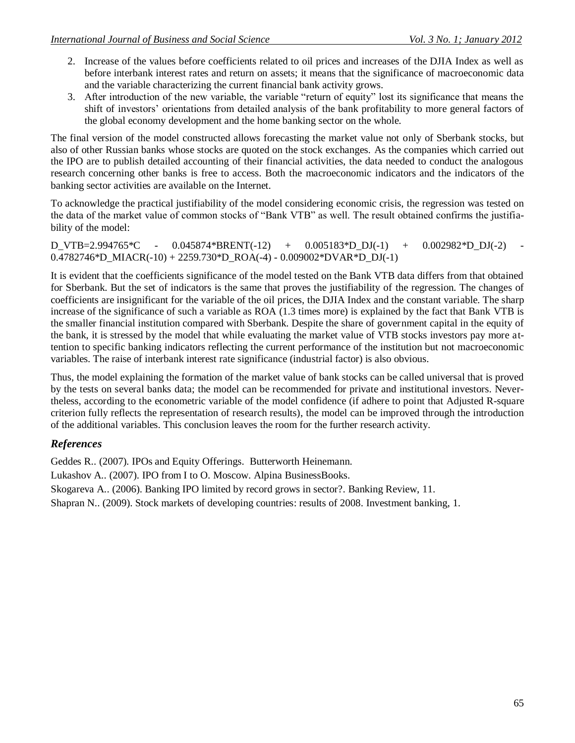2. Increase of the values before coefficients related to oil prices and increases of the DJIA Index as well as before interbank interest rates and return on assets; it means that the significance of macroeconomic data and the variable characterizing the current financial bank activity grows.
3. After introduction of the new variable, the variable "return of equity" lost its significance that means the shift of investors' orientations from detailed analysis of the bank profitability to more general factors of the global economy development and the home banking sector on the whole.

The final version of the model constructed allows forecasting the market value not only of Sberbank stocks, but also of other Russian banks whose stocks are quoted on the stock exchanges. As the companies which carried out the IPO are to publish detailed accounting of their financial activities, the data needed to conduct the analogous research concerning other banks is free to access. Both the macroeconomic indicators and the indicators of the banking sector activities are available on the Internet.

To acknowledge the practical justifiability of the model considering economic crisis, the regression was tested on the data of the market value of common stocks of "Bank VTB" as well. The result obtained confirms the justifiability of the model:

D_VTB=2.994765*C - 0.045874*BRENT(-12) + 0.005183*D_DJ(-1) + 0.002982*D_DJ(-2) - 0.4782746*D_MIACR(-10) + 2259.730*D_ROA(-4) - 0.009002*DVAR*D_DJ(-1)

It is evident that the coefficients significance of the model tested on the Bank VTB data differs from that obtained for Sberbank. But the set of indicators is the same that proves the justifiability of the regression. The changes of coefficients are insignificant for the variable of the oil prices, the DJIA Index and the constant variable. The sharp increase of the significance of such a variable as ROA (1.3 times more) is explained by the fact that Bank VTB is the smaller financial institution compared with Sberbank. Despite the share of government capital in the equity of the bank, it is stressed by the model that while evaluating the market value of VTB stocks investors pay more attention to specific banking indicators reflecting the current performance of the institution but not macroeconomic variables. The raise of interbank interest rate significance (industrial factor) is also obvious.

Thus, the model explaining the formation of the market value of bank stocks can be called universal that is proved by the tests on several banks data; the model can be recommended for private and institutional investors. Nevertheless, according to the econometric variable of the model confidence (if adhere to point that Adjusted R-square criterion fully reflects the representation of research results), the model can be improved through the introduction of the additional variables. This conclusion leaves the room for the further research activity.

## *References*

Geddes R.. (2007). IPOs and Equity Offerings. Butterworth Heinemann.

Lukashov A.. (2007). IPO from I to O. Moscow. Alpina BusinessBooks.

Skogareva A.. (2006). Banking IPO limited by record grows in sector?. Banking Review, 11.

Shapran N.. (2009). Stock markets of developing countries: results of 2008. Investment banking, 1.